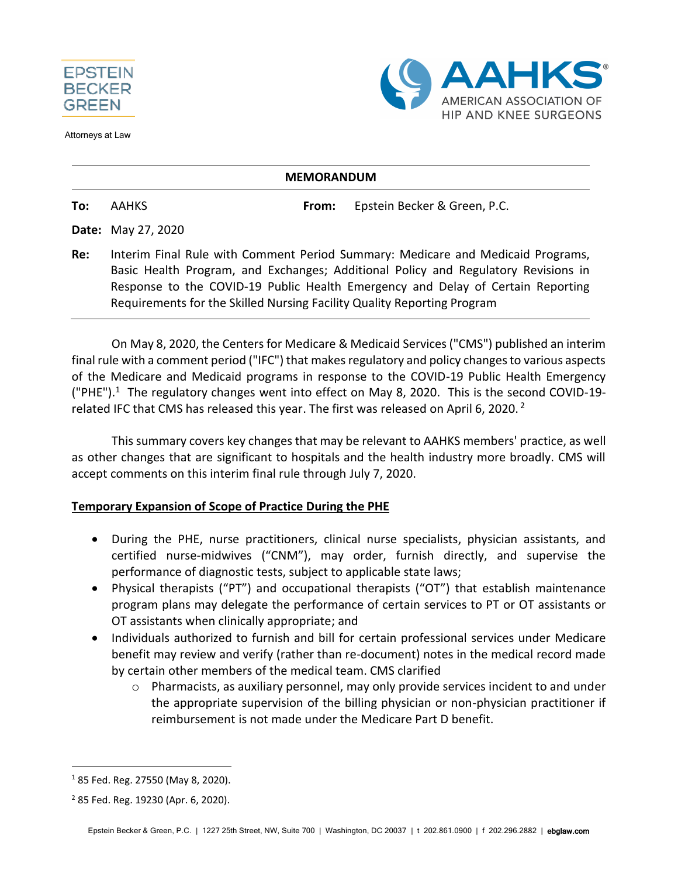EPSTEIN BECKER GREEN

Attorneys at Law

AAHKS AMERICAN ASSOCIATION OF HIP AND KNEE SURGEONS

**MEMORANDUM**

**To:** AAHKS **From:** Epstein Becker & Green, P.C.

**Date:** May 27, 2020

**Re:** Interim Final Rule with Comment Period Summary: Medicare and Medicaid Programs, Basic Health Program, and Exchanges; Additional Policy and Regulatory Revisions in Response to the COVID-19 Public Health Emergency and Delay of Certain Reporting Requirements for the Skilled Nursing Facility Quality Reporting Program

On May 8, 2020, the Centers for Medicare & Medicaid Services ("CMS") published an interim final rule with a comment period ("IFC") that makes regulatory and policy changes to various aspects of the Medicare and Medicaid programs in response to the COVID-19 Public Health Emergency ("PHE").[1] The regulatory changes went into effect on May 8, 2020. This is the second COVID-19-related IFC that CMS has released this year. The first was released on April 6, 2020.[2]

This summary covers key changes that may be relevant to AAHKS members' practice, as well as other changes that are significant to hospitals and the health industry more broadly. CMS will accept comments on this interim final rule through July 7, 2020.

**Temporary Expansion of Scope of Practice During the PHE**

- During the PHE, nurse practitioners, clinical nurse specialists, physician assistants, and certified nurse-midwives ("CNM"), may order, furnish directly, and supervise the performance of diagnostic tests, subject to applicable state laws;
- Physical therapists ("PT") and occupational therapists ("OT") that establish maintenance program plans may delegate the performance of certain services to PT or OT assistants or OT assistants when clinically appropriate; and
- Individuals authorized to furnish and bill for certain professional services under Medicare benefit may review and verify (rather than re-document) notes in the medical record made by certain other members of the medical team. CMS clarified
  - Pharmacists, as auxiliary personnel, may only provide services incident to and under the appropriate supervision of the billing physician or non-physician practitioner if reimbursement is not made under the Medicare Part D benefit.

---

[1] 85 Fed. Reg. 27550 (May 8, 2020).

[2] 85 Fed. Reg. 19230 (Apr. 6, 2020).

Epstein Becker & Green, P.C. | 1227 25th Street, NW, Suite 700 | Washington, DC 20037 | t 202.861.0900 | f 202.296.2882 | ebglaw.com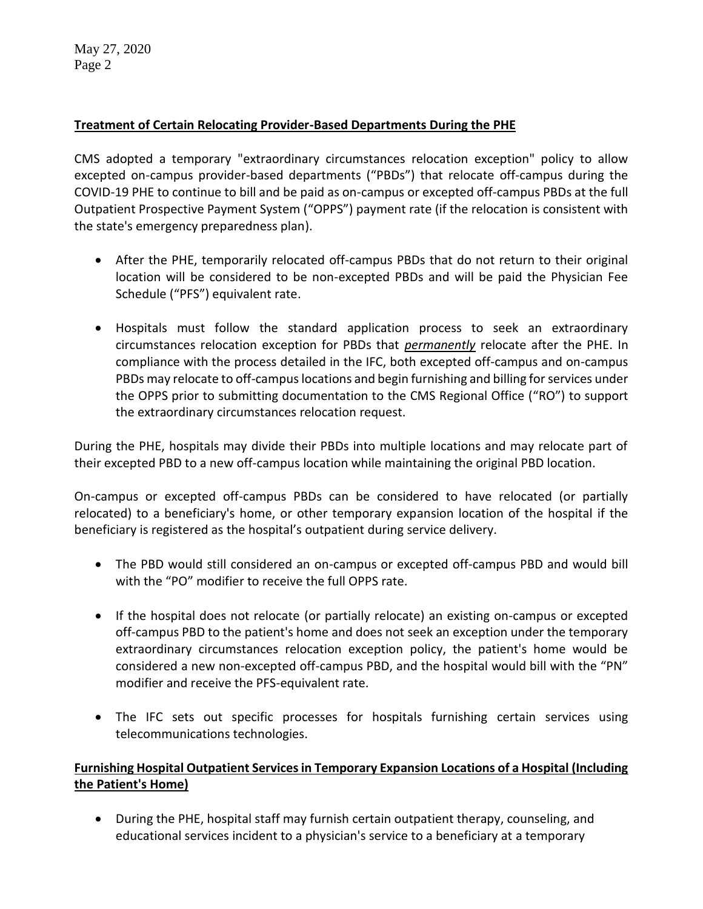**Treatment of Certain Relocating Provider-Based Departments During the PHE**

CMS adopted a temporary "extraordinary circumstances relocation exception" policy to allow excepted on-campus provider-based departments ("PBDs") that relocate off-campus during the COVID-19 PHE to continue to bill and be paid as on-campus or excepted off-campus PBDs at the full Outpatient Prospective Payment System ("OPPS") payment rate (if the relocation is consistent with the state's emergency preparedness plan).

- After the PHE, temporarily relocated off-campus PBDs that do not return to their original location will be considered to be non-excepted PBDs and will be paid the Physician Fee Schedule ("PFS") equivalent rate.
- Hospitals must follow the standard application process to seek an extraordinary circumstances relocation exception for PBDs that ***permanently*** relocate after the PHE. In compliance with the process detailed in the IFC, both excepted off-campus and on-campus PBDs may relocate to off-campus locations and begin furnishing and billing for services under the OPPS prior to submitting documentation to the CMS Regional Office ("RO") to support the extraordinary circumstances relocation request.

During the PHE, hospitals may divide their PBDs into multiple locations and may relocate part of their excepted PBD to a new off-campus location while maintaining the original PBD location.

On-campus or excepted off-campus PBDs can be considered to have relocated (or partially relocated) to a beneficiary's home, or other temporary expansion location of the hospital if the beneficiary is registered as the hospital's outpatient during service delivery.

- The PBD would still considered an on-campus or excepted off-campus PBD and would bill with the "PO" modifier to receive the full OPPS rate.
- If the hospital does not relocate (or partially relocate) an existing on-campus or excepted off-campus PBD to the patient's home and does not seek an exception under the temporary extraordinary circumstances relocation exception policy, the patient's home would be considered a new non-excepted off-campus PBD, and the hospital would bill with the "PN" modifier and receive the PFS-equivalent rate.
- The IFC sets out specific processes for hospitals furnishing certain services using telecommunications technologies.

**Furnishing Hospital Outpatient Services in Temporary Expansion Locations of a Hospital (Including the Patient's Home)**

- During the PHE, hospital staff may furnish certain outpatient therapy, counseling, and educational services incident to a physician's service to a beneficiary at a temporary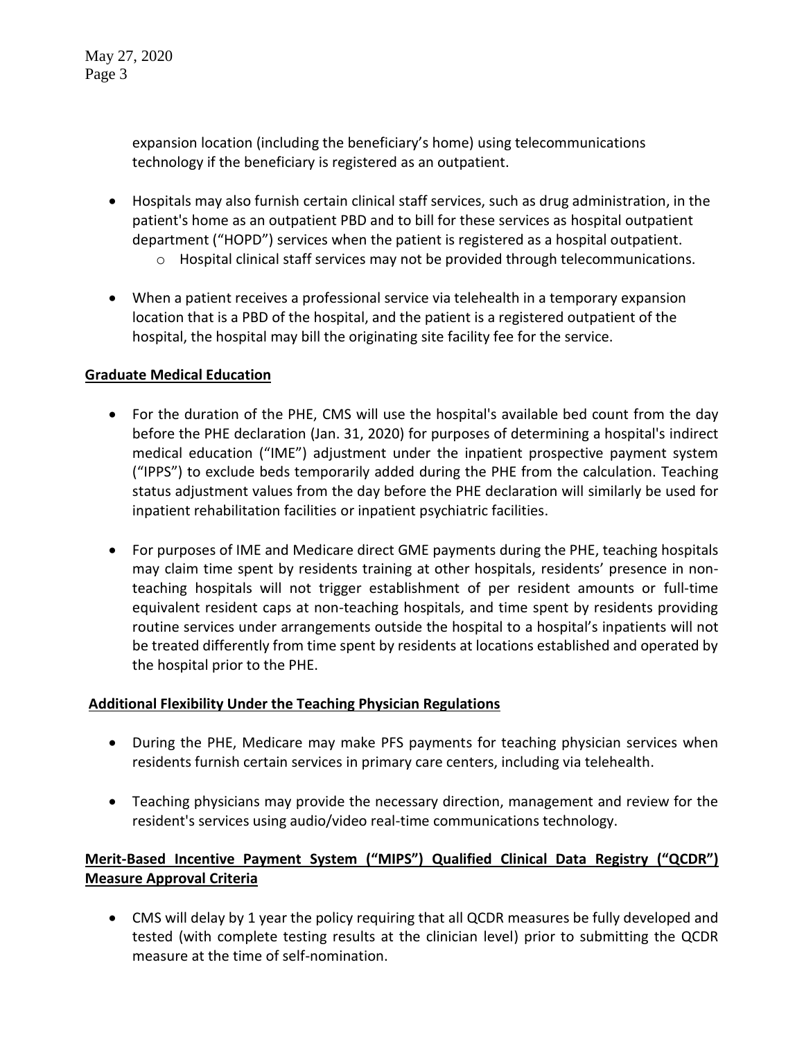expansion location (including the beneficiary's home) using telecommunications technology if the beneficiary is registered as an outpatient.

- Hospitals may also furnish certain clinical staff services, such as drug administration, in the patient's home as an outpatient PBD and to bill for these services as hospital outpatient department ("HOPD") services when the patient is registered as a hospital outpatient.
  - Hospital clinical staff services may not be provided through telecommunications.

- When a patient receives a professional service via telehealth in a temporary expansion location that is a PBD of the hospital, and the patient is a registered outpatient of the hospital, the hospital may bill the originating site facility fee for the service.

**Graduate Medical Education**

- For the duration of the PHE, CMS will use the hospital's available bed count from the day before the PHE declaration (Jan. 31, 2020) for purposes of determining a hospital's indirect medical education ("IME") adjustment under the inpatient prospective payment system ("IPPS") to exclude beds temporarily added during the PHE from the calculation. Teaching status adjustment values from the day before the PHE declaration will similarly be used for inpatient rehabilitation facilities or inpatient psychiatric facilities.

- For purposes of IME and Medicare direct GME payments during the PHE, teaching hospitals may claim time spent by residents training at other hospitals, residents' presence in non-teaching hospitals will not trigger establishment of per resident amounts or full-time equivalent resident caps at non-teaching hospitals, and time spent by residents providing routine services under arrangements outside the hospital to a hospital's inpatients will not be treated differently from time spent by residents at locations established and operated by the hospital prior to the PHE.

**Additional Flexibility Under the Teaching Physician Regulations**

- During the PHE, Medicare may make PFS payments for teaching physician services when residents furnish certain services in primary care centers, including via telehealth.

- Teaching physicians may provide the necessary direction, management and review for the resident's services using audio/video real-time communications technology.

**Merit-Based Incentive Payment System ("MIPS") Qualified Clinical Data Registry ("QCDR") Measure Approval Criteria**

- CMS will delay by 1 year the policy requiring that all QCDR measures be fully developed and tested (with complete testing results at the clinician level) prior to submitting the QCDR measure at the time of self-nomination.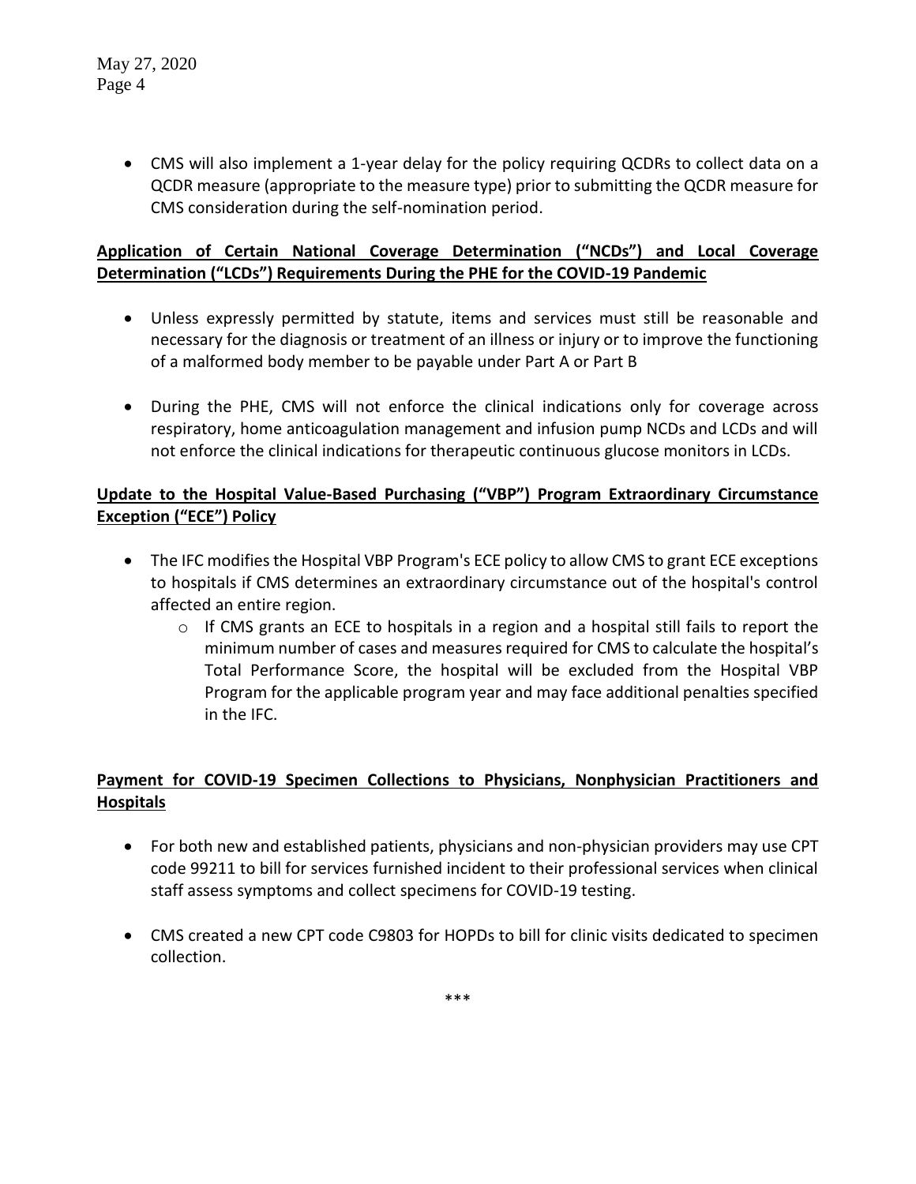- CMS will also implement a 1-year delay for the policy requiring QCDRs to collect data on a QCDR measure (appropriate to the measure type) prior to submitting the QCDR measure for CMS consideration during the self-nomination period.

**Application of Certain National Coverage Determination ("NCDs") and Local Coverage Determination ("LCDs") Requirements During the PHE for the COVID-19 Pandemic**

- Unless expressly permitted by statute, items and services must still be reasonable and necessary for the diagnosis or treatment of an illness or injury or to improve the functioning of a malformed body member to be payable under Part A or Part B
- During the PHE, CMS will not enforce the clinical indications only for coverage across respiratory, home anticoagulation management and infusion pump NCDs and LCDs and will not enforce the clinical indications for therapeutic continuous glucose monitors in LCDs.

**Update to the Hospital Value-Based Purchasing ("VBP") Program Extraordinary Circumstance Exception ("ECE") Policy**

- The IFC modifies the Hospital VBP Program's ECE policy to allow CMS to grant ECE exceptions to hospitals if CMS determines an extraordinary circumstance out of the hospital's control affected an entire region.
  - If CMS grants an ECE to hospitals in a region and a hospital still fails to report the minimum number of cases and measures required for CMS to calculate the hospital's Total Performance Score, the hospital will be excluded from the Hospital VBP Program for the applicable program year and may face additional penalties specified in the IFC.

**Payment for COVID-19 Specimen Collections to Physicians, Nonphysician Practitioners and Hospitals**

- For both new and established patients, physicians and non-physician providers may use CPT code 99211 to bill for services furnished incident to their professional services when clinical staff assess symptoms and collect specimens for COVID-19 testing.
- CMS created a new CPT code C9803 for HOPDs to bill for clinic visits dedicated to specimen collection.

\*\*\*